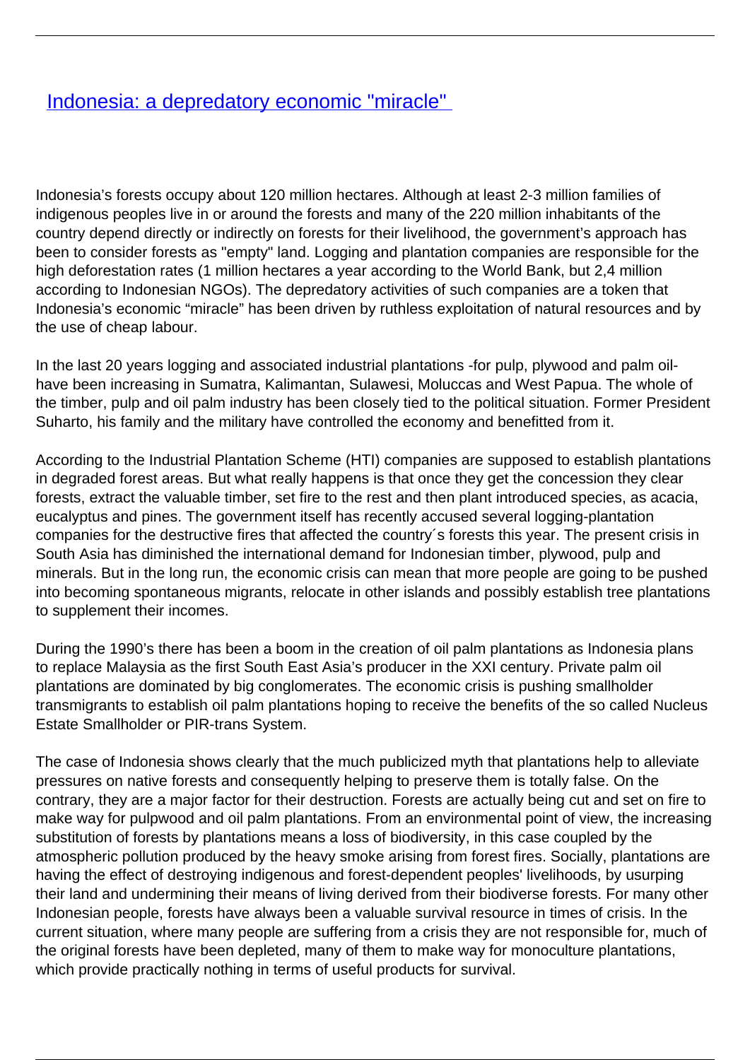# [Indonesia: a depredatory economic "miracle"]()

Indonesia's forests occupy about 120 million hectares. Although at least 2-3 million families of indigenous peoples live in or around the forests and many of the 220 million inhabitants of the country depend directly or indirectly on forests for their livelihood, the government's approach has been to consider forests as "empty" land. Logging and plantation companies are responsible for the high deforestation rates (1 million hectares a year according to the World Bank, but 2,4 million according to Indonesian NGOs). The depredatory activities of such companies are a token that Indonesia's economic "miracle" has been driven by ruthless exploitation of natural resources and by the use of cheap labour.

In the last 20 years logging and associated industrial plantations -for pulp, plywood and palm oil- have been increasing in Sumatra, Kalimantan, Sulawesi, Moluccas and West Papua. The whole of the timber, pulp and oil palm industry has been closely tied to the political situation. Former President Suharto, his family and the military have controlled the economy and benefitted from it.

According to the Industrial Plantation Scheme (HTI) companies are supposed to establish plantations in degraded forest areas. But what really happens is that once they get the concession they clear forests, extract the valuable timber, set fire to the rest and then plant introduced species, as acacia, eucalyptus and pines. The government itself has recently accused several logging-plantation companies for the destructive fires that affected the country´s forests this year. The present crisis in South Asia has diminished the international demand for Indonesian timber, plywood, pulp and minerals. But in the long run, the economic crisis can mean that more people are going to be pushed into becoming spontaneous migrants, relocate in other islands and possibly establish tree plantations to supplement their incomes.

During the 1990's there has been a boom in the creation of oil palm plantations as Indonesia plans to replace Malaysia as the first South East Asia's producer in the XXI century. Private palm oil plantations are dominated by big conglomerates. The economic crisis is pushing smallholder transmigrants to establish oil palm plantations hoping to receive the benefits of the so called Nucleus Estate Smallholder or PIR-trans System.

The case of Indonesia shows clearly that the much publicized myth that plantations help to alleviate pressures on native forests and consequently helping to preserve them is totally false. On the contrary, they are a major factor for their destruction. Forests are actually being cut and set on fire to make way for pulpwood and oil palm plantations. From an environmental point of view, the increasing substitution of forests by plantations means a loss of biodiversity, in this case coupled by the atmospheric pollution produced by the heavy smoke arising from forest fires. Socially, plantations are having the effect of destroying indigenous and forest-dependent peoples' livelihoods, by usurping their land and undermining their means of living derived from their biodiverse forests. For many other Indonesian people, forests have always been a valuable survival resource in times of crisis. In the current situation, where many people are suffering from a crisis they are not responsible for, much of the original forests have been depleted, many of them to make way for monoculture plantations, which provide practically nothing in terms of useful products for survival.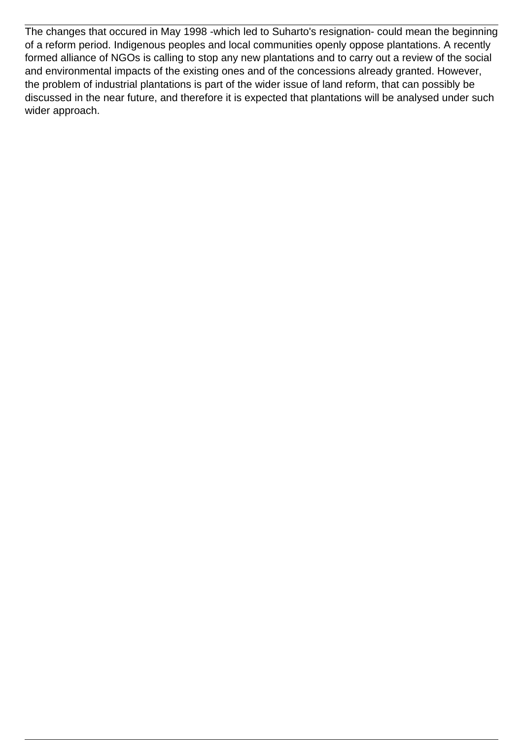The changes that occured in May 1998 -which led to Suharto's resignation- could mean the beginning of a reform period. Indigenous peoples and local communities openly oppose plantations. A recently formed alliance of NGOs is calling to stop any new plantations and to carry out a review of the social and environmental impacts of the existing ones and of the concessions already granted. However, the problem of industrial plantations is part of the wider issue of land reform, that can possibly be discussed in the near future, and therefore it is expected that plantations will be analysed under such wider approach.